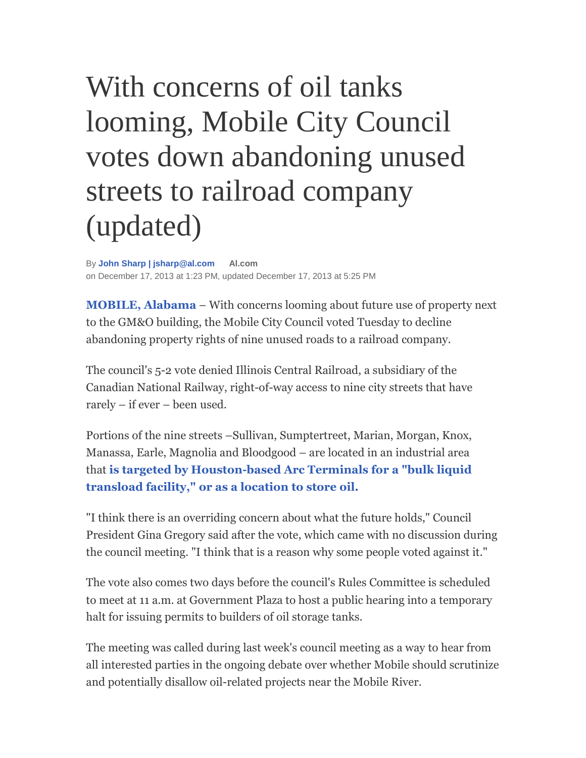# With concerns of oil tanks looming, Mobile City Council votes down abandoning unused streets to railroad company (updated)

By **John Sharp | jsharp@al.com** **Al.com**
on December 17, 2013 at 1:23 PM, updated December 17, 2013 at 5:25 PM

**MOBILE, Alabama** – With concerns looming about future use of property next to the GM&O building, the Mobile City Council voted Tuesday to decline abandoning property rights of nine unused roads to a railroad company.

The council's 5-2 vote denied Illinois Central Railroad, a subsidiary of the Canadian National Railway, right-of-way access to nine city streets that have rarely – if ever – been used.

Portions of the nine streets –Sullivan, Sumptertreet, Marian, Morgan, Knox, Manassa, Earle, Magnolia and Bloodgood – are located in an industrial area that **is targeted by Houston-based Arc Terminals for a "bulk liquid transload facility," or as a location to store oil.**

"I think there is an overriding concern about what the future holds," Council President Gina Gregory said after the vote, which came with no discussion during the council meeting. "I think that is a reason why some people voted against it."

The vote also comes two days before the council's Rules Committee is scheduled to meet at 11 a.m. at Government Plaza to host a public hearing into a temporary halt for issuing permits to builders of oil storage tanks.

The meeting was called during last week's council meeting as a way to hear from all interested parties in the ongoing debate over whether Mobile should scrutinize and potentially disallow oil-related projects near the Mobile River.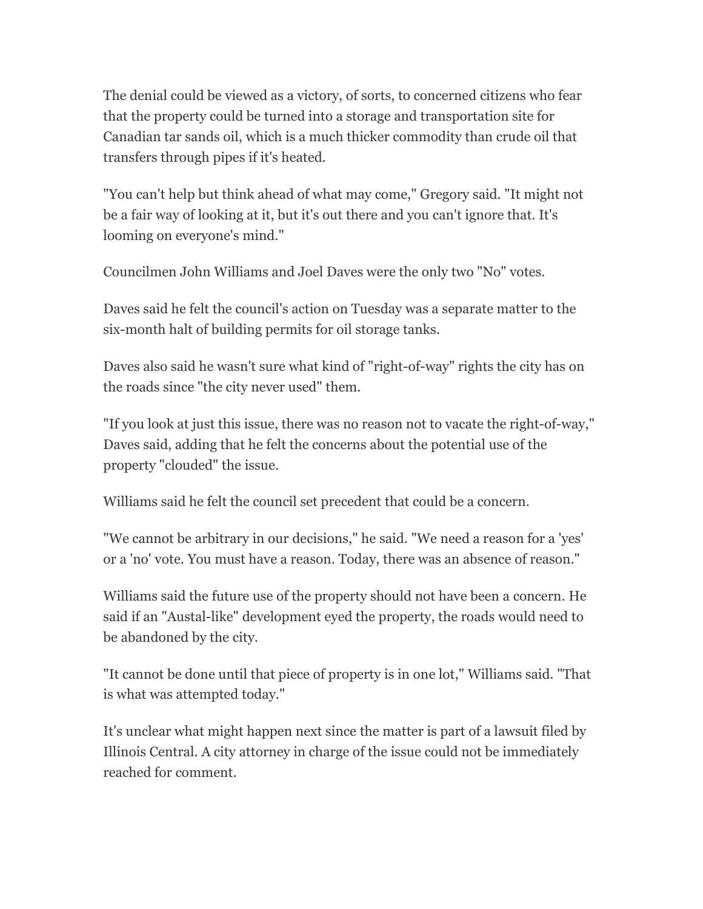The denial could be viewed as a victory, of sorts, to concerned citizens who fear that the property could be turned into a storage and transportation site for Canadian tar sands oil, which is a much thicker commodity than crude oil that transfers through pipes if it's heated.

"You can't help but think ahead of what may come," Gregory said. "It might not be a fair way of looking at it, but it's out there and you can't ignore that. It's looming on everyone's mind."

Councilmen John Williams and Joel Daves were the only two "No" votes.

Daves said he felt the council's action on Tuesday was a separate matter to the six-month halt of building permits for oil storage tanks.

Daves also said he wasn't sure what kind of "right-of-way" rights the city has on the roads since "the city never used" them.

"If you look at just this issue, there was no reason not to vacate the right-of-way," Daves said, adding that he felt the concerns about the potential use of the property "clouded" the issue.

Williams said he felt the council set precedent that could be a concern.

"We cannot be arbitrary in our decisions," he said. "We need a reason for a 'yes' or a 'no' vote. You must have a reason. Today, there was an absence of reason."

Williams said the future use of the property should not have been a concern. He said if an "Austal-like" development eyed the property, the roads would need to be abandoned by the city.

"It cannot be done until that piece of property is in one lot," Williams said. "That is what was attempted today."

It's unclear what might happen next since the matter is part of a lawsuit filed by Illinois Central. A city attorney in charge of the issue could not be immediately reached for comment.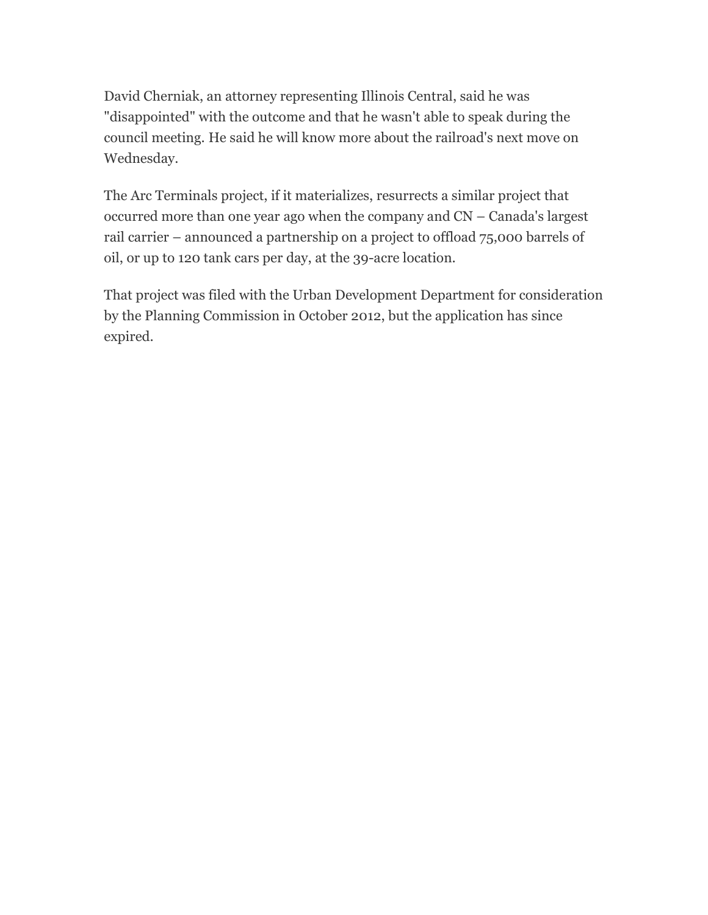David Cherniak, an attorney representing Illinois Central, said he was "disappointed" with the outcome and that he wasn't able to speak during the council meeting. He said he will know more about the railroad's next move on Wednesday.

The Arc Terminals project, if it materializes, resurrects a similar project that occurred more than one year ago when the company and CN – Canada's largest rail carrier – announced a partnership on a project to offload 75,000 barrels of oil, or up to 120 tank cars per day, at the 39-acre location.

That project was filed with the Urban Development Department for consideration by the Planning Commission in October 2012, but the application has since expired.